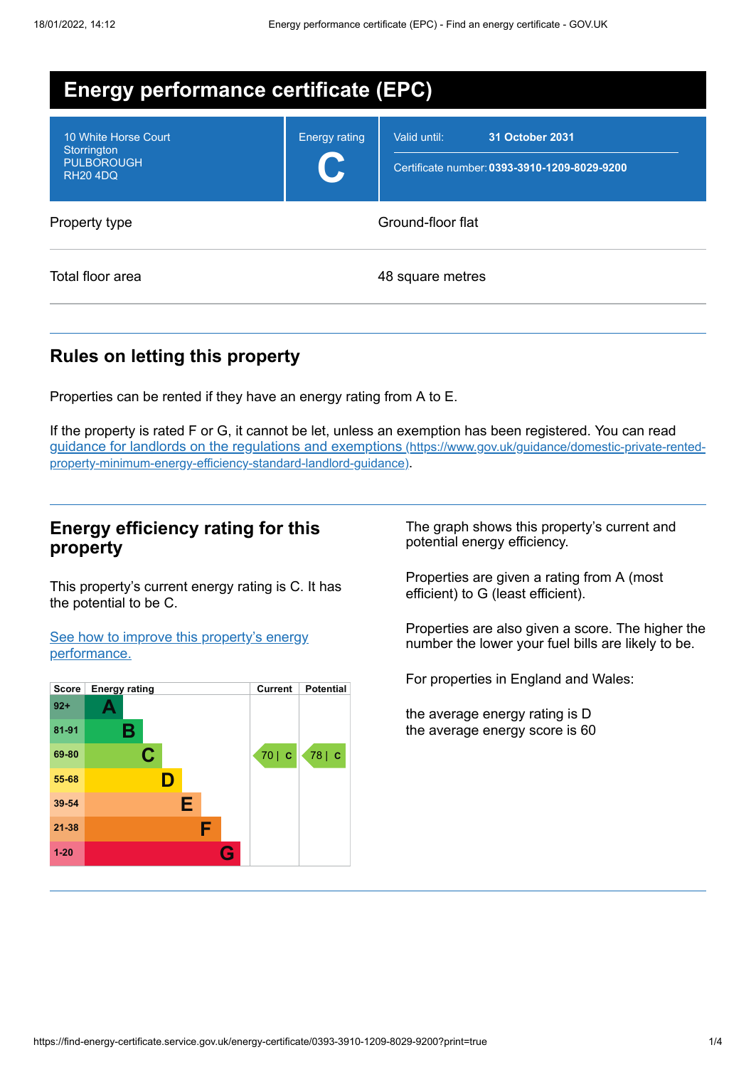# Energy performance certificate (EPC)

| | | |
|---|---|---|
| 10 White Horse Court<br>Storrington<br>PULBOROUGH<br>RH20 4DQ | Energy rating<br>**C** | Valid until: **31 October 2031**<br>Certificate number: **0393-3910-1209-8029-9200** |

| | |
|---|---|
| Property type | Ground-floor flat |
| Total floor area | 48 square metres |

## Rules on letting this property

Properties can be rented if they have an energy rating from A to E.

If the property is rated F or G, it cannot be let, unless an exemption has been registered. You can read [guidance for landlords on the regulations and exemptions (https://www.gov.uk/guidance/domestic-private-rented-property-minimum-energy-efficiency-standard-landlord-guidance)](https://www.gov.uk/guidance/domestic-private-rented-property-minimum-energy-efficiency-standard-landlord-guidance).

## Energy efficiency rating for this property

This property's current energy rating is C. It has the potential to be C.

[See how to improve this property's energy performance.]()

| Score | Energy rating | Current | Potential |
|---|---|---|---|
| 92+ | A | | |
| 81-91 | B | | |
| 69-80 | C | 70 \| C | 78 \| C |
| 55-68 | D | | |
| 39-54 | E | | |
| 21-38 | F | | |
| 1-20 | G | | |

The graph shows this property's current and potential energy efficiency.

Properties are given a rating from A (most efficient) to G (least efficient).

Properties are also given a score. The higher the number the lower your fuel bills are likely to be.

For properties in England and Wales:

the average energy rating is D
the average energy score is 60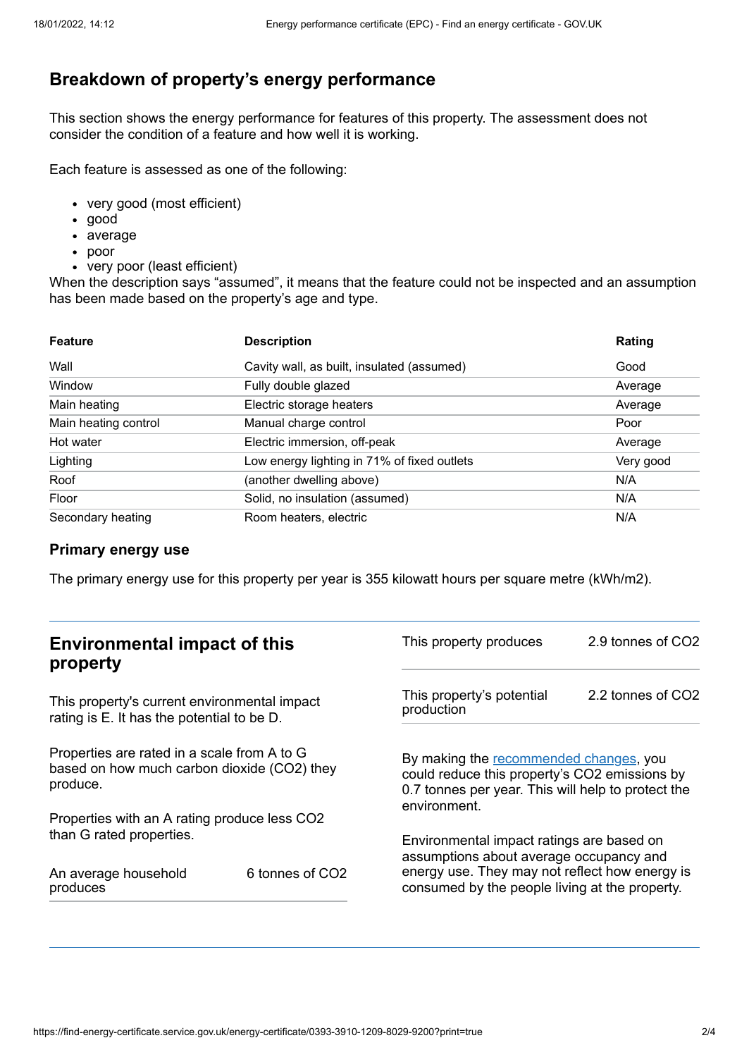## Breakdown of property's energy performance

This section shows the energy performance for features of this property. The assessment does not consider the condition of a feature and how well it is working.

Each feature is assessed as one of the following:

- very good (most efficient)
- good
- average
- poor
- very poor (least efficient)

When the description says "assumed", it means that the feature could not be inspected and an assumption has been made based on the property's age and type.

| Feature | Description | Rating |
|---|---|---|
| Wall | Cavity wall, as built, insulated (assumed) | Good |
| Window | Fully double glazed | Average |
| Main heating | Electric storage heaters | Average |
| Main heating control | Manual charge control | Poor |
| Hot water | Electric immersion, off-peak | Average |
| Lighting | Low energy lighting in 71% of fixed outlets | Very good |
| Roof | (another dwelling above) | N/A |
| Floor | Solid, no insulation (assumed) | N/A |
| Secondary heating | Room heaters, electric | N/A |

### Primary energy use

The primary energy use for this property per year is 355 kilowatt hours per square metre (kWh/m2).

## Environmental impact of this property

This property's current environmental impact rating is E. It has the potential to be D.

Properties are rated in a scale from A to G based on how much carbon dioxide ($CO_2$) they produce.

Properties with an A rating produce less $CO_2$ than G rated properties.

| | |
|---|---|
| An average household produces | 6 tonnes of $CO_2$ |
| This property produces | 2.9 tonnes of $CO_2$ |
| This property's potential production | 2.2 tonnes of $CO_2$ |

By making the recommended changes, you could reduce this property's $CO_2$ emissions by 0.7 tonnes per year. This will help to protect the environment.

Environmental impact ratings are based on assumptions about average occupancy and energy use. They may not reflect how energy is consumed by the people living at the property.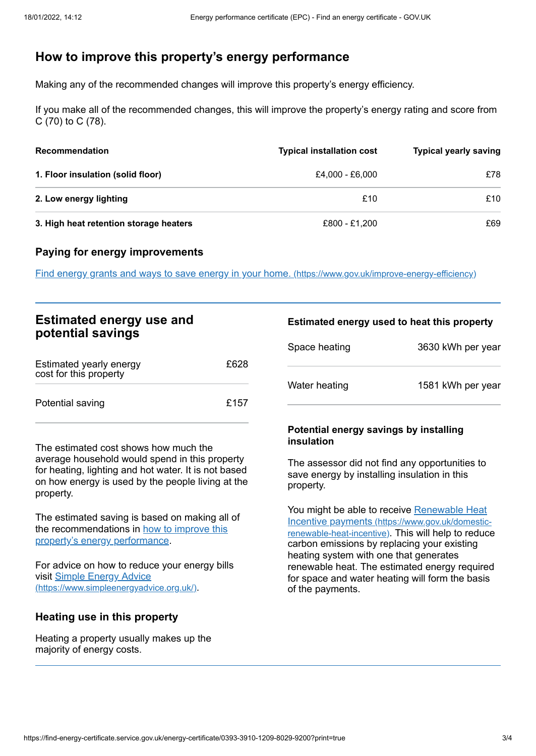## How to improve this property's energy performance

Making any of the recommended changes will improve this property's energy efficiency.

If you make all of the recommended changes, this will improve the property's energy rating and score from C (70) to C (78).

| Recommendation | Typical installation cost | Typical yearly saving |
|---|---|---|
| **1. Floor insulation (solid floor)** | £4,000 - £6,000 | £78 |
| **2. Low energy lighting** | £10 | £10 |
| **3. High heat retention storage heaters** | £800 - £1,200 | £69 |

### Paying for energy improvements

[Find energy grants and ways to save energy in your home. (https://www.gov.uk/improve-energy-efficiency)](https://www.gov.uk/improve-energy-efficiency)

## Estimated energy use and potential savings

| | |
|---|---|
| Estimated yearly energy cost for this property | £628 |
| Potential saving | £157 |

The estimated cost shows how much the average household would spend in this property for heating, lighting and hot water. It is not based on how energy is used by the people living at the property.

The estimated saving is based on making all of the recommendations in how to improve this property's energy performance.

For advice on how to reduce your energy bills visit [Simple Energy Advice (https://www.simpleenergyadvice.org.uk/)](https://www.simpleenergyadvice.org.uk/).

### Heating use in this property

Heating a property usually makes up the majority of energy costs.

### Estimated energy used to heat this property

| | |
|---|---|
| Space heating | 3630 kWh per year |
| Water heating | 1581 kWh per year |

### Potential energy savings by installing insulation

The assessor did not find any opportunities to save energy by installing insulation in this property.

You might be able to receive [Renewable Heat Incentive payments (https://www.gov.uk/domestic-renewable-heat-incentive)](https://www.gov.uk/domestic-renewable-heat-incentive). This will help to reduce carbon emissions by replacing your existing heating system with one that generates renewable heat. The estimated energy required for space and water heating will form the basis of the payments.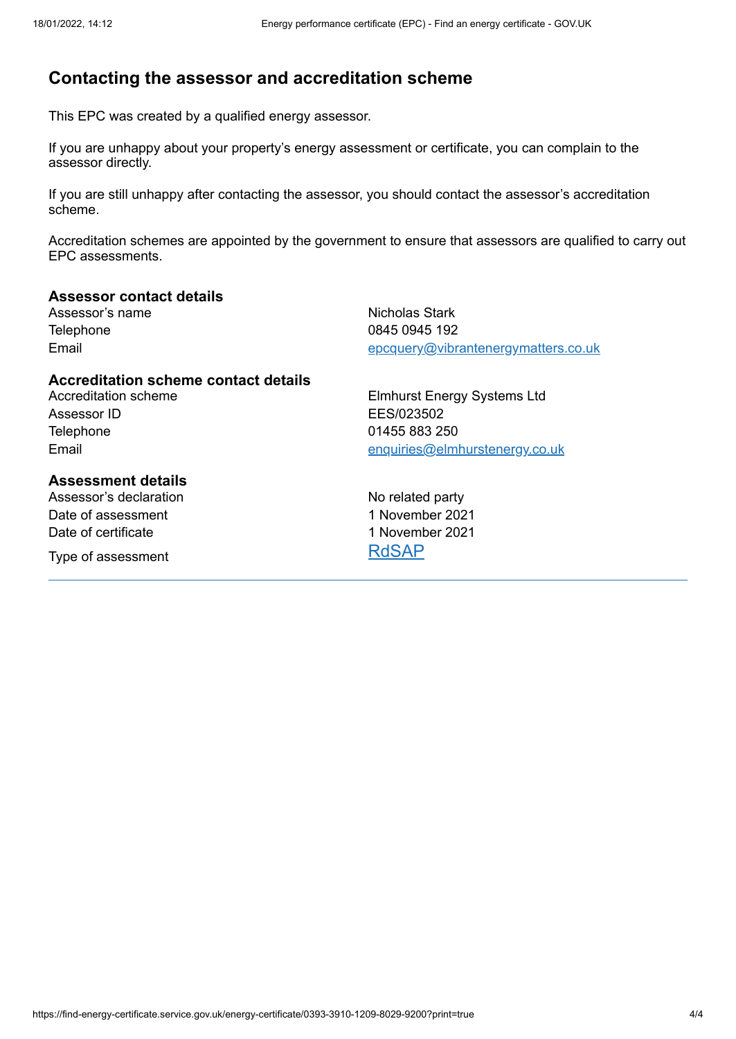## Contacting the assessor and accreditation scheme

This EPC was created by a qualified energy assessor.

If you are unhappy about your property's energy assessment or certificate, you can complain to the assessor directly.

If you are still unhappy after contacting the assessor, you should contact the assessor's accreditation scheme.

Accreditation schemes are appointed by the government to ensure that assessors are qualified to carry out EPC assessments.

### Assessor contact details

| | |
|---|---|
| Assessor's name | Nicholas Stark |
| Telephone | 0845 0945 192 |
| Email | epcquery@vibrantenergymatters.co.uk |

### Accreditation scheme contact details

| | |
|---|---|
| Accreditation scheme | Elmhurst Energy Systems Ltd |
| Assessor ID | EES/023502 |
| Telephone | 01455 883 250 |
| Email | enquiries@elmhurstenergy.co.uk |

### Assessment details

| | |
|---|---|
| Assessor's declaration | No related party |
| Date of assessment | 1 November 2021 |
| Date of certificate | 1 November 2021 |
| Type of assessment | RdSAP |